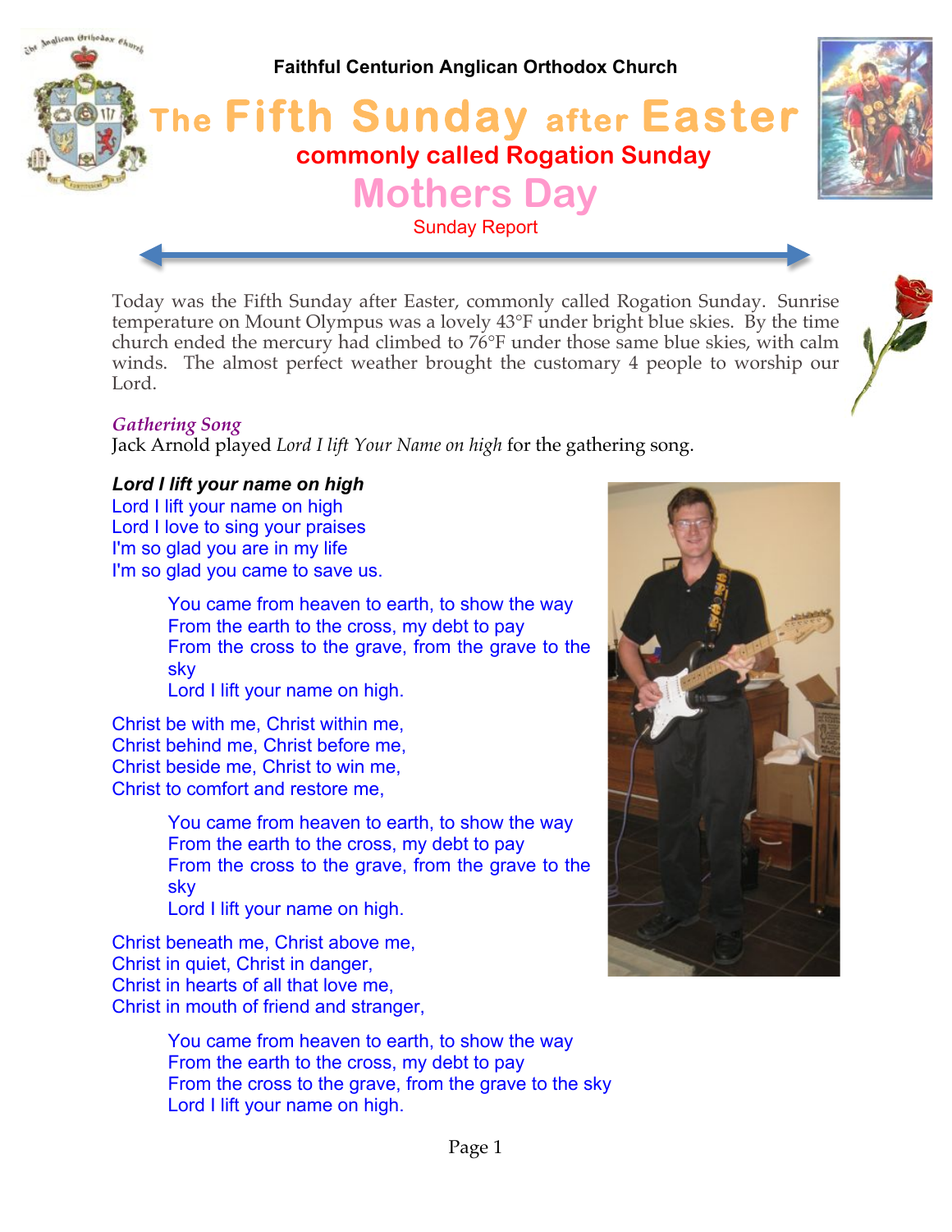Faithful Centurion Anglican Orthodox Church

# The Fifth Sunday after Easter

## commonly called Rogation Sunday

## Mothers Day

Sunday Report

Today was the Fifth Sunday after Easter, commonly called Rogation Sunday. Sunrise temperature on Mount Olympus was a lovely 43°F under bright blue skies. By the time church ended the mercury had climbed to 76°F under those same blue skies, with calm winds. The almost perfect weather brought the customary 4 people to worship our Lord.

### *Gathering Song*

Jack Arnold played *Lord I lift Your Name on high* for the gathering song.

***Lord I lift your name on high***

Lord I lift your name on high
Lord I love to sing your praises
I'm so glad you are in my life
I'm so glad you came to save us.

> You came from heaven to earth, to show the way
> From the earth to the cross, my debt to pay
> From the cross to the grave, from the grave to the sky
> Lord I lift your name on high.

Christ be with me, Christ within me,
Christ behind me, Christ before me,
Christ beside me, Christ to win me,
Christ to comfort and restore me,

> You came from heaven to earth, to show the way
> From the earth to the cross, my debt to pay
> From the cross to the grave, from the grave to the sky
> Lord I lift your name on high.

Christ beneath me, Christ above me,
Christ in quiet, Christ in danger,
Christ in hearts of all that love me,
Christ in mouth of friend and stranger,

> You came from heaven to earth, to show the way
> From the earth to the cross, my debt to pay
> From the cross to the grave, from the grave to the sky
> Lord I lift your name on high.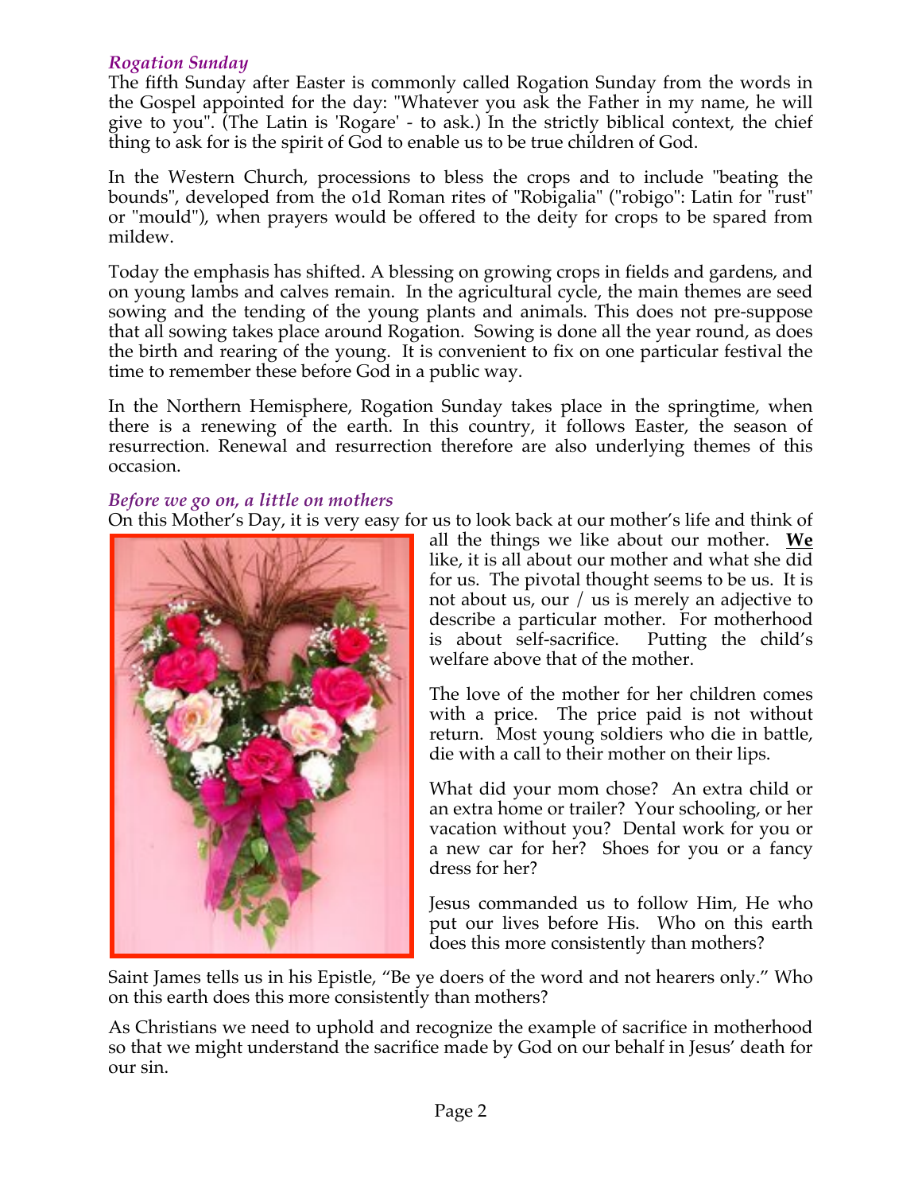### *Rogation Sunday*

The fifth Sunday after Easter is commonly called Rogation Sunday from the words in the Gospel appointed for the day: "Whatever you ask the Father in my name, he will give to you". (The Latin is 'Rogare' - to ask.) In the strictly biblical context, the chief thing to ask for is the spirit of God to enable us to be true children of God.

In the Western Church, processions to bless the crops and to include "beating the bounds", developed from the o1d Roman rites of "Robigalia" ("robigo": Latin for "rust" or "mould"), when prayers would be offered to the deity for crops to be spared from mildew.

Today the emphasis has shifted. A blessing on growing crops in fields and gardens, and on young lambs and calves remain. In the agricultural cycle, the main themes are seed sowing and the tending of the young plants and animals. This does not pre-suppose that all sowing takes place around Rogation. Sowing is done all the year round, as does the birth and rearing of the young. It is convenient to fix on one particular festival the time to remember these before God in a public way.

In the Northern Hemisphere, Rogation Sunday takes place in the springtime, when there is a renewing of the earth. In this country, it follows Easter, the season of resurrection. Renewal and resurrection therefore are also underlying themes of this occasion.

### *Before we go on, a little on mothers*

On this Mother's Day, it is very easy for us to look back at our mother's life and think of all the things we like about our mother. **We** like, it is all about our mother and what she did for us. The pivotal thought seems to be us. It is not about us, our / us is merely an adjective to describe a particular mother. For motherhood is about self-sacrifice. Putting the child's welfare above that of the mother.

The love of the mother for her children comes with a price. The price paid is not without return. Most young soldiers who die in battle, die with a call to their mother on their lips.

What did your mom chose? An extra child or an extra home or trailer? Your schooling, or her vacation without you? Dental work for you or a new car for her? Shoes for you or a fancy dress for her?

Jesus commanded us to follow Him, He who put our lives before His. Who on this earth does this more consistently than mothers?

Saint James tells us in his Epistle, "Be ye doers of the word and not hearers only." Who on this earth does this more consistently than mothers?

As Christians we need to uphold and recognize the example of sacrifice in motherhood so that we might understand the sacrifice made by God on our behalf in Jesus' death for our sin.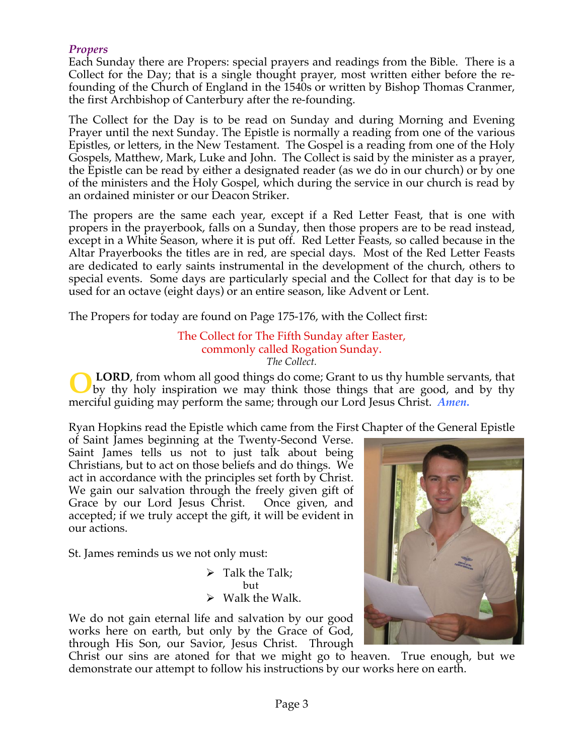### *Propers*

Each Sunday there are Propers: special prayers and readings from the Bible. There is a Collect for the Day; that is a single thought prayer, most written either before the re-founding of the Church of England in the 1540s or written by Bishop Thomas Cranmer, the first Archbishop of Canterbury after the re-founding.

The Collect for the Day is to be read on Sunday and during Morning and Evening Prayer until the next Sunday. The Epistle is normally a reading from one of the various Epistles, or letters, in the New Testament. The Gospel is a reading from one of the Holy Gospels, Matthew, Mark, Luke and John. The Collect is said by the minister as a prayer, the Epistle can be read by either a designated reader (as we do in our church) or by one of the ministers and the Holy Gospel, which during the service in our church is read by an ordained minister or our Deacon Striker.

The propers are the same each year, except if a Red Letter Feast, that is one with propers in the prayerbook, falls on a Sunday, then those propers are to be read instead, except in a White Season, where it is put off. Red Letter Feasts, so called because in the Altar Prayerbooks the titles are in red, are special days. Most of the Red Letter Feasts are dedicated to early saints instrumental in the development of the church, others to special events. Some days are particularly special and the Collect for that day is to be used for an octave (eight days) or an entire season, like Advent or Lent.

The Propers for today are found on Page 175-176, with the Collect first:

The Collect for The Fifth Sunday after Easter,
commonly called Rogation Sunday.

*The Collect.*

O **LORD**, from whom all good things do come; Grant to us thy humble servants, that by thy holy inspiration we may think those things that are good, and by thy merciful guiding may perform the same; through our Lord Jesus Christ. ***Amen.***

Ryan Hopkins read the Epistle which came from the First Chapter of the General Epistle of Saint James beginning at the Twenty-Second Verse. Saint James tells us not to just talk about being Christians, but to act on those beliefs and do things. We act in accordance with the principles set forth by Christ. We gain our salvation through the freely given gift of Grace by our Lord Jesus Christ. Once given, and accepted; if we truly accept the gift, it will be evident in our actions.

St. James reminds us we not only must:

- Talk the Talk;

  but
- Walk the Walk.

We do not gain eternal life and salvation by our good works here on earth, but only by the Grace of God, through His Son, our Savior, Jesus Christ. Through Christ our sins are atoned for that we might go to heaven. True enough, but we demonstrate our attempt to follow his instructions by our works here on earth.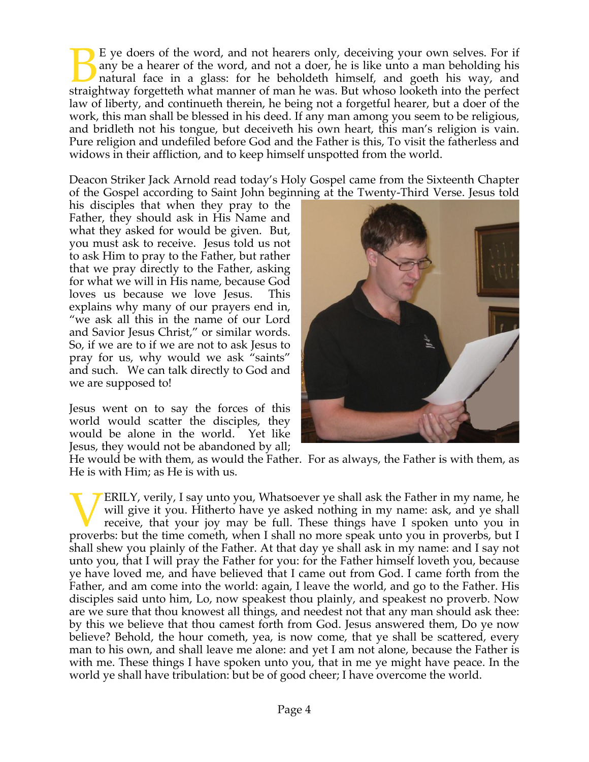BE ye doers of the word, and not hearers only, deceiving your own selves. For if any be a hearer of the word, and not a doer, he is like unto a man beholding his natural face in a glass: for he beholdeth himself, and goeth his way, and straightway forgetteth what manner of man he was. But whoso looketh into the perfect law of liberty, and continueth therein, he being not a forgetful hearer, but a doer of the work, this man shall be blessed in his deed. If any man among you seem to be religious, and bridleth not his tongue, but deceiveth his own heart, this man's religion is vain. Pure religion and undefiled before God and the Father is this, To visit the fatherless and widows in their affliction, and to keep himself unspotted from the world.

Deacon Striker Jack Arnold read today's Holy Gospel came from the Sixteenth Chapter of the Gospel according to Saint John beginning at the Twenty-Third Verse. Jesus told his disciples that when they pray to the Father, they should ask in His Name and what they asked for would be given. But, you must ask to receive. Jesus told us not to ask Him to pray to the Father, but rather that we pray directly to the Father, asking for what we will in His name, because God loves us because we love Jesus. This explains why many of our prayers end in, "we ask all this in the name of our Lord and Savior Jesus Christ," or similar words. So, if we are to if we are not to ask Jesus to pray for us, why would we ask "saints" and such. We can talk directly to God and we are supposed to!

Jesus went on to say the forces of this world would scatter the disciples, they would be alone in the world. Yet like Jesus, they would not be abandoned by all; He would be with them, as would the Father. For as always, the Father is with them, as He is with Him; as He is with us.

VERILY, verily, I say unto you, Whatsoever ye shall ask the Father in my name, he will give it you. Hitherto have ye asked nothing in my name: ask, and ye shall receive, that your joy may be full. These things have I spoken unto you in proverbs: but the time cometh, when I shall no more speak unto you in proverbs, but I shall shew you plainly of the Father. At that day ye shall ask in my name: and I say not unto you, that I will pray the Father for you: for the Father himself loveth you, because ye have loved me, and have believed that I came out from God. I came forth from the Father, and am come into the world: again, I leave the world, and go to the Father. His disciples said unto him, Lo, now speakest thou plainly, and speakest no proverb. Now are we sure that thou knowest all things, and needest not that any man should ask thee: by this we believe that thou camest forth from God. Jesus answered them, Do ye now believe? Behold, the hour cometh, yea, is now come, that ye shall be scattered, every man to his own, and shall leave me alone: and yet I am not alone, because the Father is with me. These things I have spoken unto you, that in me ye might have peace. In the world ye shall have tribulation: but be of good cheer; I have overcome the world.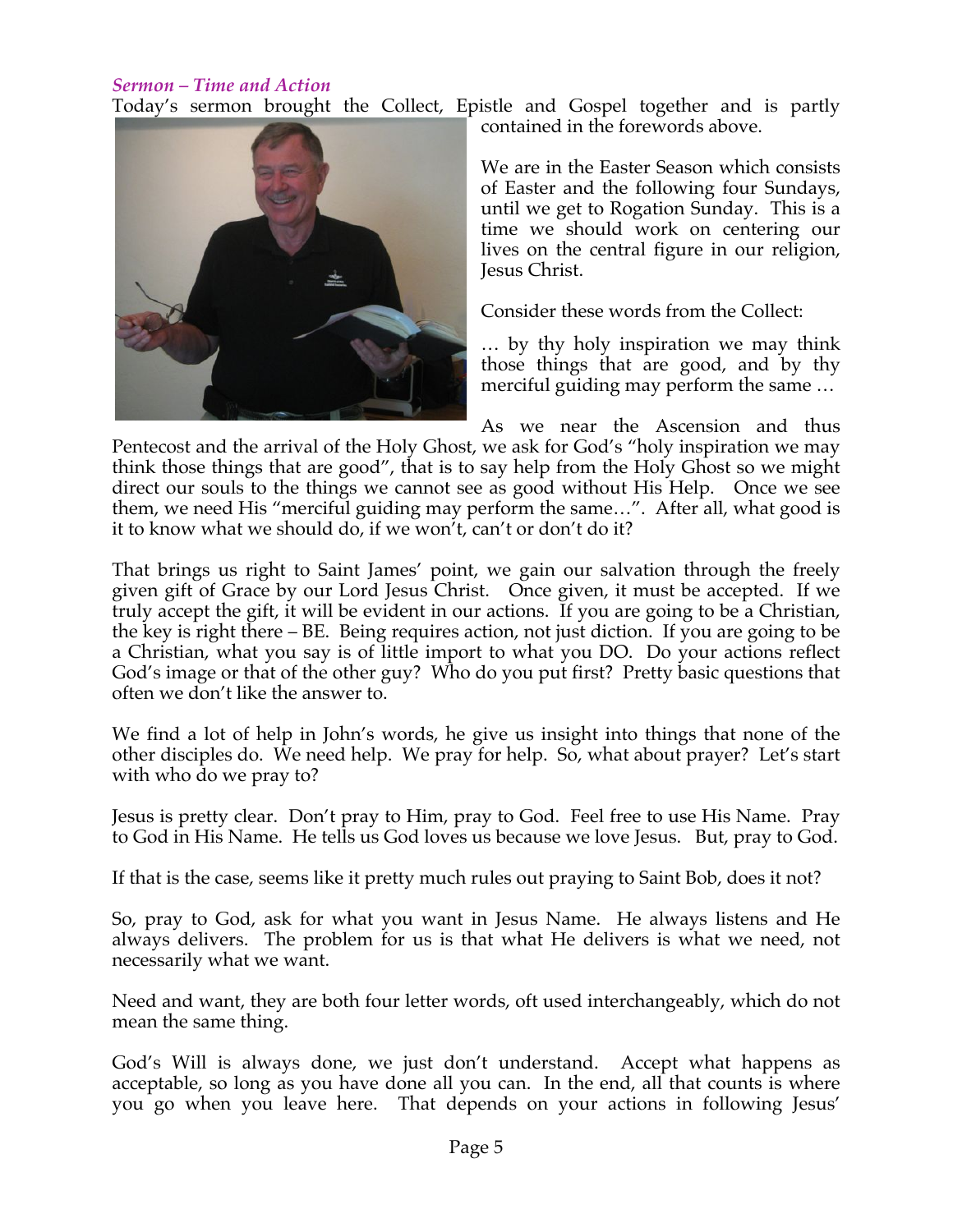*Sermon – Time and Action*

Today's sermon brought the Collect, Epistle and Gospel together and is partly contained in the forewords above.

We are in the Easter Season which consists of Easter and the following four Sundays, until we get to Rogation Sunday. This is a time we should work on centering our lives on the central figure in our religion, Jesus Christ.

Consider these words from the Collect:

… by thy holy inspiration we may think those things that are good, and by thy merciful guiding may perform the same …

As we near the Ascension and thus Pentecost and the arrival of the Holy Ghost, we ask for God's "holy inspiration we may think those things that are good", that is to say help from the Holy Ghost so we might direct our souls to the things we cannot see as good without His Help. Once we see them, we need His "merciful guiding may perform the same…". After all, what good is it to know what we should do, if we won't, can't or don't do it?

That brings us right to Saint James' point, we gain our salvation through the freely given gift of Grace by our Lord Jesus Christ. Once given, it must be accepted. If we truly accept the gift, it will be evident in our actions. If you are going to be a Christian, the key is right there – BE. Being requires action, not just diction. If you are going to be a Christian, what you say is of little import to what you DO. Do your actions reflect God's image or that of the other guy? Who do you put first? Pretty basic questions that often we don't like the answer to.

We find a lot of help in John's words, he give us insight into things that none of the other disciples do. We need help. We pray for help. So, what about prayer? Let's start with who do we pray to?

Jesus is pretty clear. Don't pray to Him, pray to God. Feel free to use His Name. Pray to God in His Name. He tells us God loves us because we love Jesus. But, pray to God.

If that is the case, seems like it pretty much rules out praying to Saint Bob, does it not?

So, pray to God, ask for what you want in Jesus Name. He always listens and He always delivers. The problem for us is that what He delivers is what we need, not necessarily what we want.

Need and want, they are both four letter words, oft used interchangeably, which do not mean the same thing.

God's Will is always done, we just don't understand. Accept what happens as acceptable, so long as you have done all you can. In the end, all that counts is where you go when you leave here. That depends on your actions in following Jesus'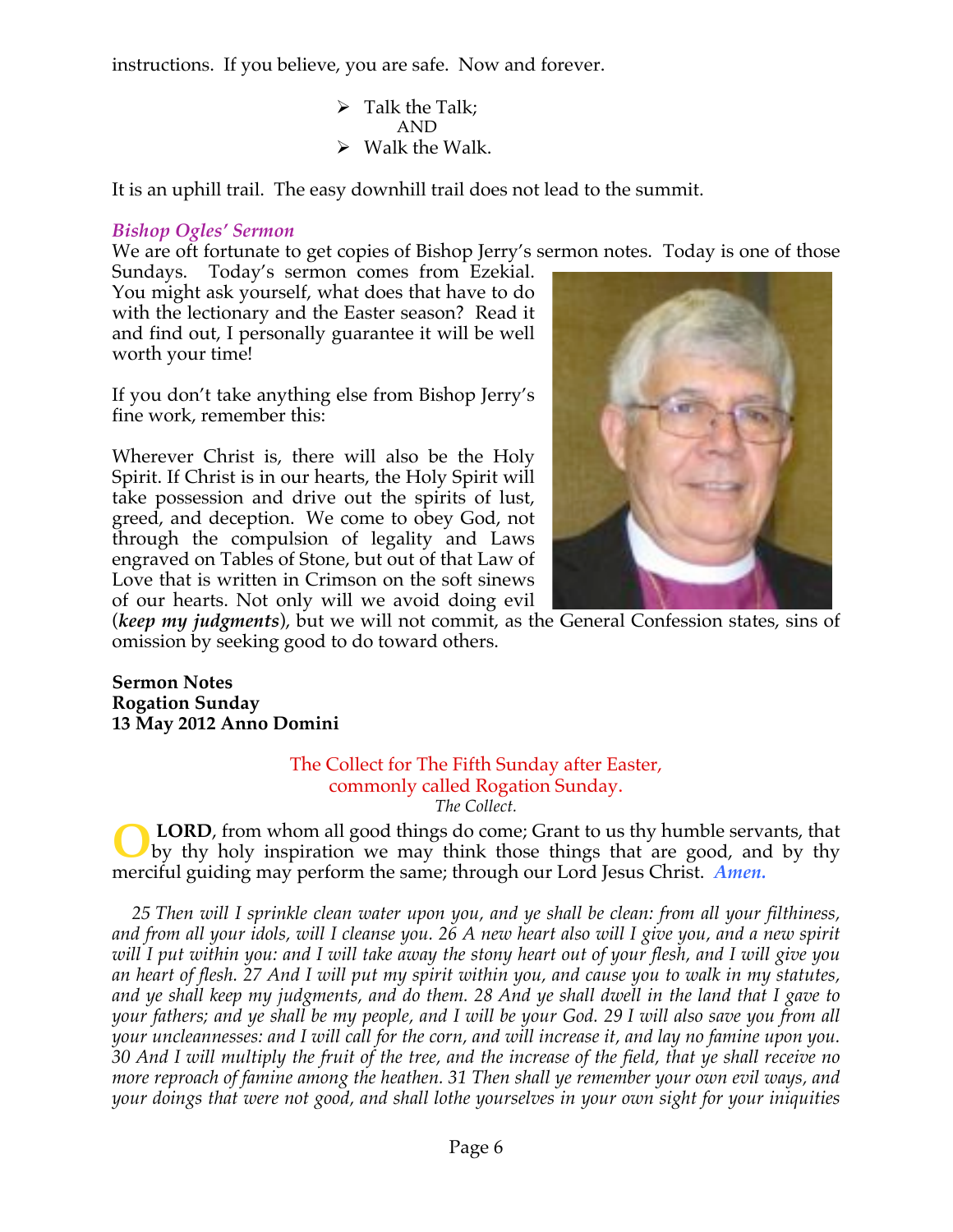instructions. If you believe, you are safe. Now and forever.

- Talk the Talk;
  AND
- Walk the Walk.

It is an uphill trail. The easy downhill trail does not lead to the summit.

### *Bishop Ogles' Sermon*

We are oft fortunate to get copies of Bishop Jerry's sermon notes. Today is one of those Sundays. Today's sermon comes from Ezekial. You might ask yourself, what does that have to do with the lectionary and the Easter season? Read it and find out, I personally guarantee it will be well worth your time!

If you don't take anything else from Bishop Jerry's fine work, remember this:

Wherever Christ is, there will also be the Holy Spirit. If Christ is in our hearts, the Holy Spirit will take possession and drive out the spirits of lust, greed, and deception. We come to obey God, not through the compulsion of legality and Laws engraved on Tables of Stone, but out of that Law of Love that is written in Crimson on the soft sinews of our hearts. Not only will we avoid doing evil (***keep my judgments***), but we will not commit, as the General Confession states, sins of omission by seeking good to do toward others.

**Sermon Notes**
**Rogation Sunday**
**13 May 2012 Anno Domini**

The Collect for The Fifth Sunday after Easter,
commonly called Rogation Sunday.
*The Collect.*

O **LORD**, from whom all good things do come; Grant to us thy humble servants, that by thy holy inspiration we may think those things that are good, and by thy merciful guiding may perform the same; through our Lord Jesus Christ. ***Amen.***

*25 Then will I sprinkle clean water upon you, and ye shall be clean: from all your filthiness, and from all your idols, will I cleanse you. 26 A new heart also will I give you, and a new spirit will I put within you: and I will take away the stony heart out of your flesh, and I will give you an heart of flesh. 27 And I will put my spirit within you, and cause you to walk in my statutes, and ye shall keep my judgments, and do them. 28 And ye shall dwell in the land that I gave to your fathers; and ye shall be my people, and I will be your God. 29 I will also save you from all your uncleannesses: and I will call for the corn, and will increase it, and lay no famine upon you. 30 And I will multiply the fruit of the tree, and the increase of the field, that ye shall receive no more reproach of famine among the heathen. 31 Then shall ye remember your own evil ways, and your doings that were not good, and shall lothe yourselves in your own sight for your iniquities*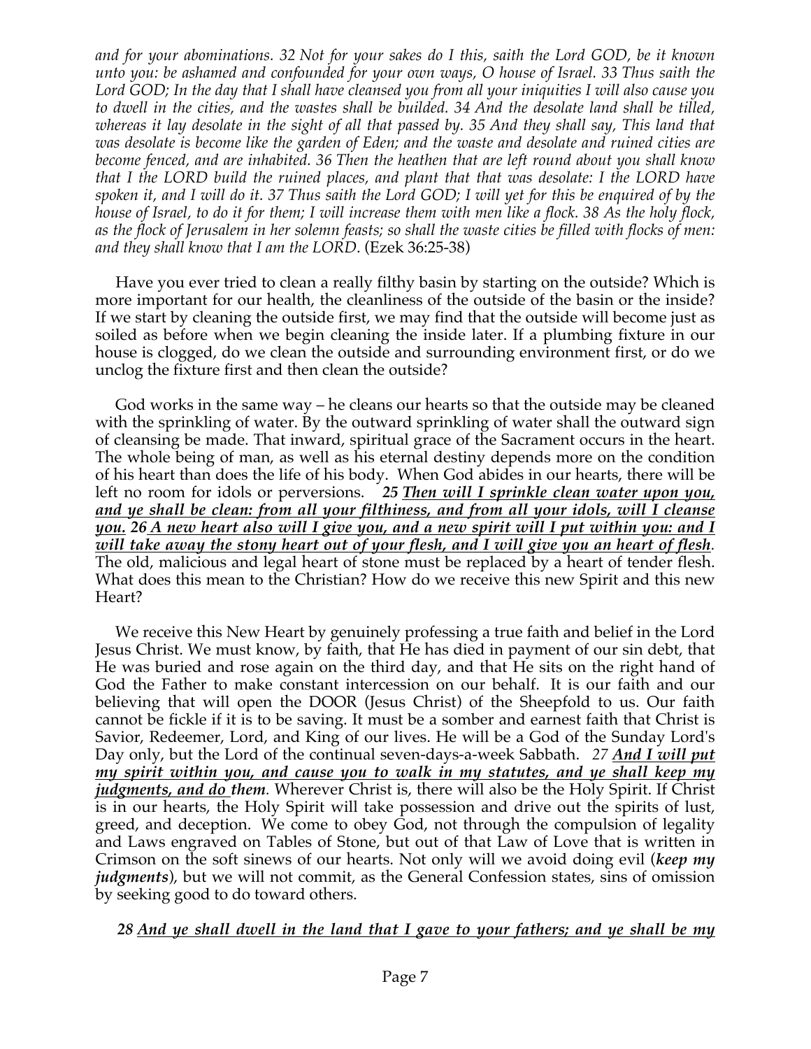*and for your abominations. 32 Not for your sakes do I this, saith the Lord GOD, be it known unto you: be ashamed and confounded for your own ways, O house of Israel. 33 Thus saith the Lord GOD; In the day that I shall have cleansed you from all your iniquities I will also cause you to dwell in the cities, and the wastes shall be builded. 34 And the desolate land shall be tilled, whereas it lay desolate in the sight of all that passed by. 35 And they shall say, This land that was desolate is become like the garden of Eden; and the waste and desolate and ruined cities are become fenced, and are inhabited. 36 Then the heathen that are left round about you shall know that I the LORD build the ruined places, and plant that that was desolate: I the LORD have spoken it, and I will do it. 37 Thus saith the Lord GOD; I will yet for this be enquired of by the house of Israel, to do it for them; I will increase them with men like a flock. 38 As the holy flock, as the flock of Jerusalem in her solemn feasts; so shall the waste cities be filled with flocks of men: and they shall know that I am the LORD*. (Ezek 36:25-38)

Have you ever tried to clean a really filthy basin by starting on the outside? Which is more important for our health, the cleanliness of the outside of the basin or the inside? If we start by cleaning the outside first, we may find that the outside will become just as soiled as before when we begin cleaning the inside later. If a plumbing fixture in our house is clogged, do we clean the outside and surrounding environment first, or do we unclog the fixture first and then clean the outside?

God works in the same way – he cleans our hearts so that the outside may be cleaned with the sprinkling of water. By the outward sprinkling of water shall the outward sign of cleansing be made. That inward, spiritual grace of the Sacrament occurs in the heart. The whole being of man, as well as his eternal destiny depends more on the condition of his heart than does the life of his body. When God abides in our hearts, there will be left no room for idols or perversions. ***25 <u>Then will I sprinkle clean water upon you, and ye shall be clean: from all your filthiness, and from all your idols, will I cleanse you.</u> 26 <u>A new heart also will I give you, and a new spirit will I put within you: and I will take away the stony heart out of your flesh, and I will give you an heart of flesh</u>.*** The old, malicious and legal heart of stone must be replaced by a heart of tender flesh. What does this mean to the Christian? How do we receive this new Spirit and this new Heart?

We receive this New Heart by genuinely professing a true faith and belief in the Lord Jesus Christ. We must know, by faith, that He has died in payment of our sin debt, that He was buried and rose again on the third day, and that He sits on the right hand of God the Father to make constant intercession on our behalf. It is our faith and our believing that will open the DOOR (Jesus Christ) of the Sheepfold to us. Our faith cannot be fickle if it is to be saving. It must be a somber and earnest faith that Christ is Savior, Redeemer, Lord, and King of our lives. He will be a God of the Sunday Lord's Day only, but the Lord of the continual seven-days-a-week Sabbath. *27 **<u>And I will put my spirit within you, and cause you to walk in my statutes, and ye shall keep my judgments, and do</u> them**.* Wherever Christ is, there will also be the Holy Spirit. If Christ is in our hearts, the Holy Spirit will take possession and drive out the spirits of lust, greed, and deception. We come to obey God, not through the compulsion of legality and Laws engraved on Tables of Stone, but out of that Law of Love that is written in Crimson on the soft sinews of our hearts. Not only will we avoid doing evil (***keep my judgments***), but we will not commit, as the General Confession states, sins of omission by seeking good to do toward others.

***28 <u>And ye shall dwell in the land that I gave to your fathers; and ye shall be my</u>***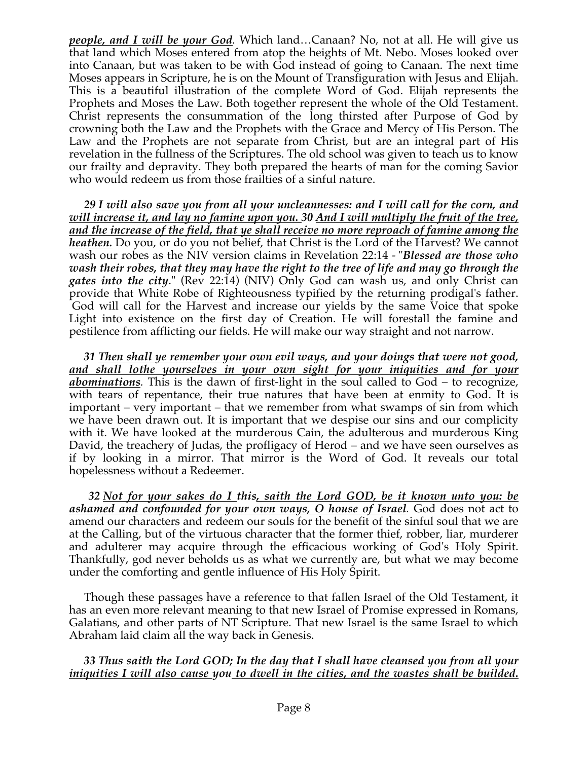***people, and I will be your God***. Which land…Canaan? No, not at all. He will give us that land which Moses entered from atop the heights of Mt. Nebo. Moses looked over into Canaan, but was taken to be with God instead of going to Canaan. The next time Moses appears in Scripture, he is on the Mount of Transfiguration with Jesus and Elijah. This is a beautiful illustration of the complete Word of God. Elijah represents the Prophets and Moses the Law. Both together represent the whole of the Old Testament. Christ represents the consummation of the long thirsted after Purpose of God by crowning both the Law and the Prophets with the Grace and Mercy of His Person. The Law and the Prophets are not separate from Christ, but are an integral part of His revelation in the fullness of the Scriptures. The old school was given to teach us to know our frailty and depravity. They both prepared the hearts of man for the coming Savior who would redeem us from those frailties of a sinful nature.

*29* ***I will also save you from all your uncleannesses: and I will call for the corn, and will increase it, and lay no famine upon you. 30 And I will multiply the fruit of the tree, and the increase of the field, that ye shall receive no more reproach of famine among the heathen.*** Do you, or do you not belief, that Christ is the Lord of the Harvest? We cannot wash our robes as the NIV version claims in Revelation 22:14 - "***Blessed are those who wash their robes, that they may have the right to the tree of life and may go through the gates into the city***." (Rev 22:14) (NIV) Only God can wash us, and only Christ can provide that White Robe of Righteousness typified by the returning prodigal's father. God will call for the Harvest and increase our yields by the same Voice that spoke Light into existence on the first day of Creation. He will forestall the famine and pestilence from afflicting our fields. He will make our way straight and not narrow.

***31 Then shall ye remember your own evil ways, and your doings that were not good, and shall lothe yourselves in your own sight for your iniquities and for your abominations***. This is the dawn of first-light in the soul called to God – to recognize, with tears of repentance, their true natures that have been at enmity to God. It is important – very important – that we remember from what swamps of sin from which we have been drawn out. It is important that we despise our sins and our complicity with it. We have looked at the murderous Cain, the adulterous and murderous King David, the treachery of Judas, the profligacy of Herod – and we have seen ourselves as if by looking in a mirror. That mirror is the Word of God. It reveals our total hopelessness without a Redeemer.

***32 Not for your sakes do I this, saith the Lord GOD, be it known unto you: be ashamed and confounded for your own ways, O house of Israel***. God does not act to amend our characters and redeem our souls for the benefit of the sinful soul that we are at the Calling, but of the virtuous character that the former thief, robber, liar, murderer and adulterer may acquire through the efficacious working of God's Holy Spirit. Thankfully, god never beholds us as what we currently are, but what we may become under the comforting and gentle influence of His Holy Spirit.

Though these passages have a reference to that fallen Israel of the Old Testament, it has an even more relevant meaning to that new Israel of Promise expressed in Romans, Galatians, and other parts of NT Scripture. That new Israel is the same Israel to which Abraham laid claim all the way back in Genesis.

***33 Thus saith the Lord GOD; In the day that I shall have cleansed you from all your iniquities I will also cause you to dwell in the cities, and the wastes shall be builded.***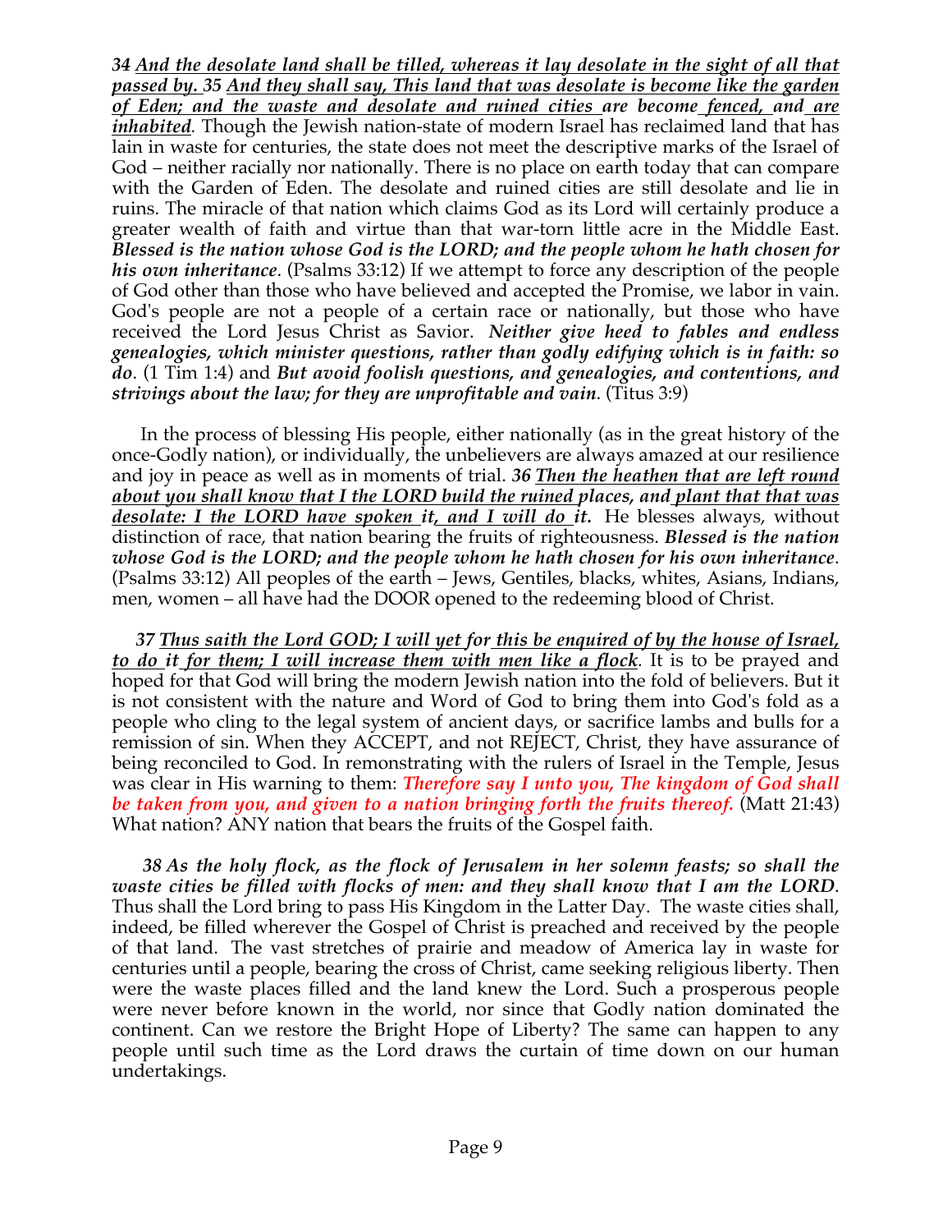***34 <u>And the desolate land shall be tilled, whereas it lay desolate in the sight of all that passed by.</u> 35 <u>And they shall say, This land that was desolate is become like the garden of Eden; and the waste and desolate and ruined cities</u> are become <u>fenced,</u> and <u>are inhabited</u>.*** Though the Jewish nation-state of modern Israel has reclaimed land that has lain in waste for centuries, the state does not meet the descriptive marks of the Israel of God – neither racially nor nationally. There is no place on earth today that can compare with the Garden of Eden. The desolate and ruined cities are still desolate and lie in ruins. The miracle of that nation which claims God as its Lord will certainly produce a greater wealth of faith and virtue than that war-torn little acre in the Middle East. ***Blessed is the nation whose God is the LORD; and the people whom he hath chosen for his own inheritance.*** (Psalms 33:12) If we attempt to force any description of the people of God other than those who have believed and accepted the Promise, we labor in vain. God's people are not a people of a certain race or nationally, but those who have received the Lord Jesus Christ as Savior. ***Neither give heed to fables and endless genealogies, which minister questions, rather than godly edifying which is in faith: so do.*** (1 Tim 1:4) and ***But avoid foolish questions, and genealogies, and contentions, and strivings about the law; for they are unprofitable and vain.*** (Titus 3:9)

In the process of blessing His people, either nationally (as in the great history of the once-Godly nation), or individually, the unbelievers are always amazed at our resilience and joy in peace as well as in moments of trial. ***36 <u>Then the heathen that are left round about you shall know that I the LORD build the ruined</u> places, and <u>plant that that was desolate: I the LORD have spoken</u> it, <u>and I will do</u> it.*** He blesses always, without distinction of race, that nation bearing the fruits of righteousness. ***Blessed is the nation whose God is the LORD; and the people whom he hath chosen for his own inheritance.*** (Psalms 33:12) All peoples of the earth – Jews, Gentiles, blacks, whites, Asians, Indians, men, women – all have had the DOOR opened to the redeeming blood of Christ.

***37 <u>Thus saith the Lord GOD; I will yet for</u> <u>this be enquired of by the house of Israel, to do</u> it <u>for them; I will increase them with men like a flock</u>.*** It is to be prayed and hoped for that God will bring the modern Jewish nation into the fold of believers. But it is not consistent with the nature and Word of God to bring them into God's fold as a people who cling to the legal system of ancient days, or sacrifice lambs and bulls for a remission of sin. When they ACCEPT, and not REJECT, Christ, they have assurance of being reconciled to God. In remonstrating with the rulers of Israel in the Temple, Jesus was clear in His warning to them: ***Therefore say I unto you, The kingdom of God shall be taken from you, and given to a nation bringing forth the fruits thereof.*** (Matt 21:43) What nation? ANY nation that bears the fruits of the Gospel faith.

***38 As the holy flock, as the flock of Jerusalem in her solemn feasts; so shall the waste cities be filled with flocks of men: and they shall know that I am the LORD.*** Thus shall the Lord bring to pass His Kingdom in the Latter Day. The waste cities shall, indeed, be filled wherever the Gospel of Christ is preached and received by the people of that land. The vast stretches of prairie and meadow of America lay in waste for centuries until a people, bearing the cross of Christ, came seeking religious liberty. Then were the waste places filled and the land knew the Lord. Such a prosperous people were never before known in the world, nor since that Godly nation dominated the continent. Can we restore the Bright Hope of Liberty? The same can happen to any people until such time as the Lord draws the curtain of time down on our human undertakings.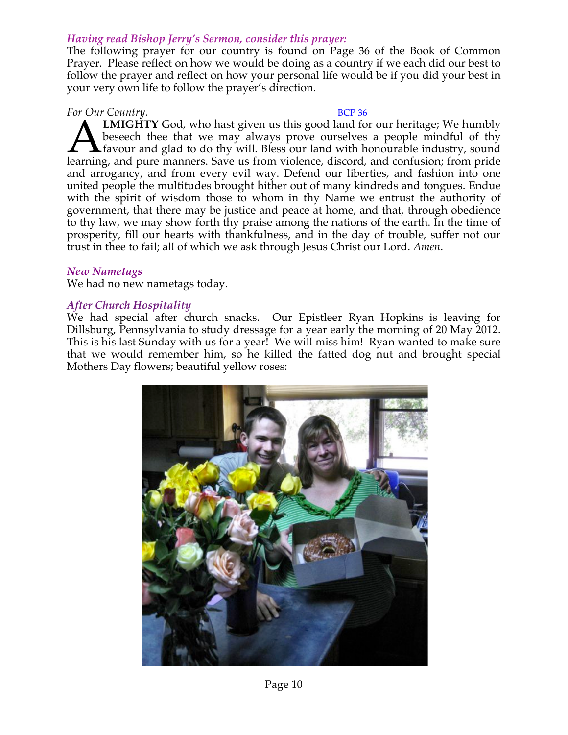### *Having read Bishop Jerry's Sermon, consider this prayer:*

The following prayer for our country is found on Page 36 of the Book of Common Prayer. Please reflect on how we would be doing as a country if we each did our best to follow the prayer and reflect on how your personal life would be if you did your best in your very own life to follow the prayer's direction.

*For Our Country.* BCP 36

**ALMIGHTY** God, who hast given us this good land for our heritage; We humbly beseech thee that we may always prove ourselves a people mindful of thy favour and glad to do thy will. Bless our land with honourable industry, sound learning, and pure manners. Save us from violence, discord, and confusion; from pride and arrogancy, and from every evil way. Defend our liberties, and fashion into one united people the multitudes brought hither out of many kindreds and tongues. Endue with the spirit of wisdom those to whom in thy Name we entrust the authority of government, that there may be justice and peace at home, and that, through obedience to thy law, we may show forth thy praise among the nations of the earth. In the time of prosperity, fill our hearts with thankfulness, and in the day of trouble, suffer not our trust in thee to fail; all of which we ask through Jesus Christ our Lord. *Amen*.

### *New Nametags*

We had no new nametags today.

### *After Church Hospitality*

We had special after church snacks. Our Epistleer Ryan Hopkins is leaving for Dillsburg, Pennsylvania to study dressage for a year early the morning of 20 May 2012. This is his last Sunday with us for a year! We will miss him! Ryan wanted to make sure that we would remember him, so he killed the fatted dog nut and brought special Mothers Day flowers; beautiful yellow roses: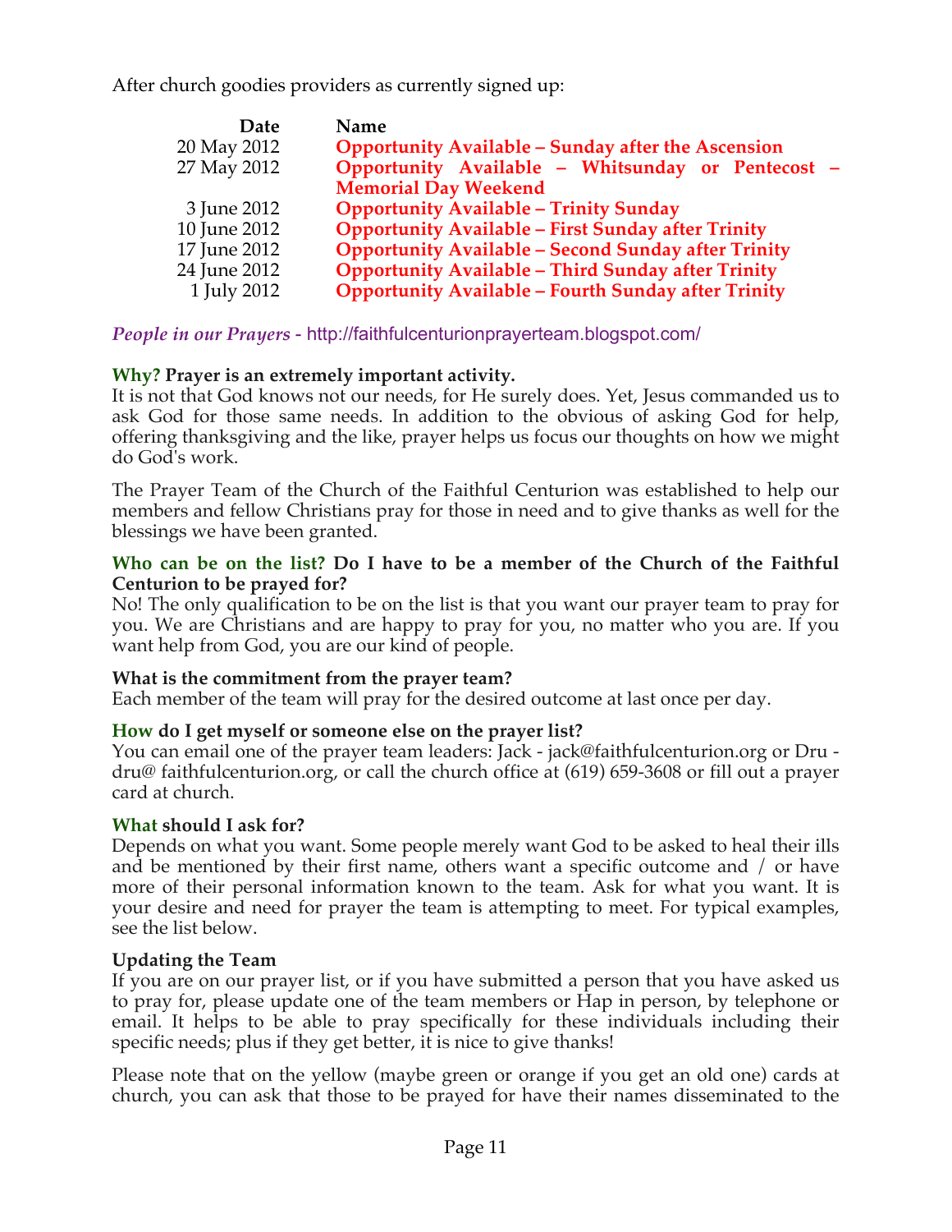After church goodies providers as currently signed up:

| Date | Name |
|---|---|
| 20 May 2012 | **Opportunity Available – Sunday after the Ascension** |
| 27 May 2012 | **Opportunity Available – Whitsunday or Pentecost – Memorial Day Weekend** |
| 3 June 2012 | **Opportunity Available – Trinity Sunday** |
| 10 June 2012 | **Opportunity Available – First Sunday after Trinity** |
| 17 June 2012 | **Opportunity Available – Second Sunday after Trinity** |
| 24 June 2012 | **Opportunity Available – Third Sunday after Trinity** |
| 1 July 2012 | **Opportunity Available – Fourth Sunday after Trinity** |

*People in our Prayers* - http://faithfulcenturionprayerteam.blogspot.com/

**Why? Prayer is an extremely important activity.**
It is not that God knows not our needs, for He surely does. Yet, Jesus commanded us to ask God for those same needs. In addition to the obvious of asking God for help, offering thanksgiving and the like, prayer helps us focus our thoughts on how we might do God's work.

The Prayer Team of the Church of the Faithful Centurion was established to help our members and fellow Christians pray for those in need and to give thanks as well for the blessings we have been granted.

**Who can be on the list? Do I have to be a member of the Church of the Faithful Centurion to be prayed for?**
No! The only qualification to be on the list is that you want our prayer team to pray for you. We are Christians and are happy to pray for you, no matter who you are. If you want help from God, you are our kind of people.

**What is the commitment from the prayer team?**
Each member of the team will pray for the desired outcome at last once per day.

**How do I get myself or someone else on the prayer list?**
You can email one of the prayer team leaders: Jack - jack@faithfulcenturion.org or Dru - dru@ faithfulcenturion.org, or call the church office at (619) 659-3608 or fill out a prayer card at church.

**What should I ask for?**
Depends on what you want. Some people merely want God to be asked to heal their ills and be mentioned by their first name, others want a specific outcome and / or have more of their personal information known to the team. Ask for what you want. It is your desire and need for prayer the team is attempting to meet. For typical examples, see the list below.

**Updating the Team**
If you are on our prayer list, or if you have submitted a person that you have asked us to pray for, please update one of the team members or Hap in person, by telephone or email. It helps to be able to pray specifically for these individuals including their specific needs; plus if they get better, it is nice to give thanks!

Please note that on the yellow (maybe green or orange if you get an old one) cards at church, you can ask that those to be prayed for have their names disseminated to the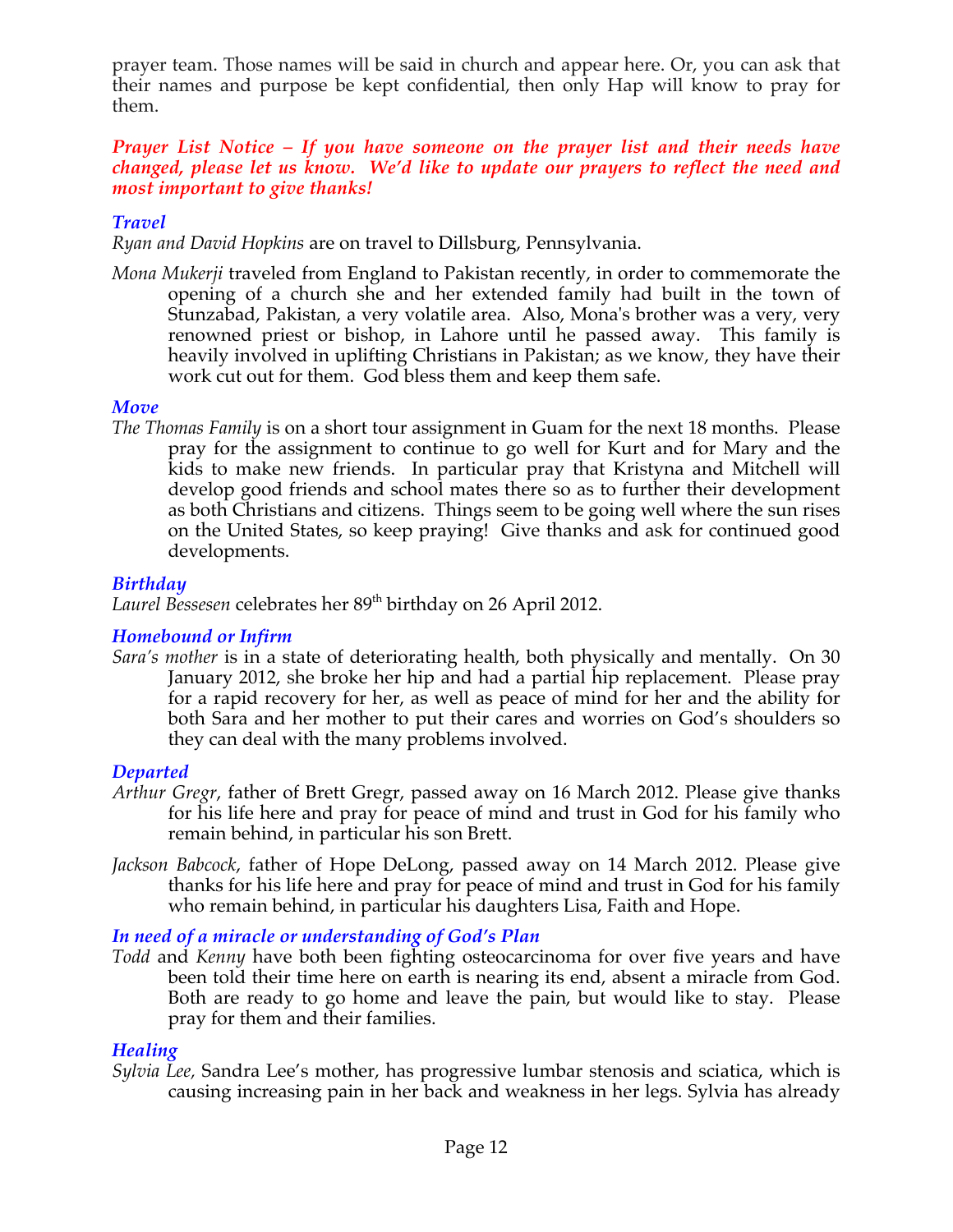prayer team. Those names will be said in church and appear here. Or, you can ask that their names and purpose be kept confidential, then only Hap will know to pray for them.

***Prayer List Notice – If you have someone on the prayer list and their needs have changed, please let us know. We'd like to update our prayers to reflect the need and most important to give thanks!***

### *Travel*

*Ryan and David Hopkins* are on travel to Dillsburg, Pennsylvania.

*Mona Mukerji* traveled from England to Pakistan recently, in order to commemorate the opening of a church she and her extended family had built in the town of Stunzabad, Pakistan, a very volatile area. Also, Mona's brother was a very, very renowned priest or bishop, in Lahore until he passed away. This family is heavily involved in uplifting Christians in Pakistan; as we know, they have their work cut out for them. God bless them and keep them safe.

### *Move*

*The Thomas Family* is on a short tour assignment in Guam for the next 18 months. Please pray for the assignment to continue to go well for Kurt and for Mary and the kids to make new friends. In particular pray that Kristyna and Mitchell will develop good friends and school mates there so as to further their development as both Christians and citizens. Things seem to be going well where the sun rises on the United States, so keep praying! Give thanks and ask for continued good developments.

### *Birthday*

*Laurel Bessesen* celebrates her 89th birthday on 26 April 2012.

### *Homebound or Infirm*

*Sara's mother* is in a state of deteriorating health, both physically and mentally. On 30 January 2012, she broke her hip and had a partial hip replacement. Please pray for a rapid recovery for her, as well as peace of mind for her and the ability for both Sara and her mother to put their cares and worries on God's shoulders so they can deal with the many problems involved.

### *Departed*

*Arthur Gregr*, father of Brett Gregr, passed away on 16 March 2012. Please give thanks for his life here and pray for peace of mind and trust in God for his family who remain behind, in particular his son Brett.

*Jackson Babcock*, father of Hope DeLong, passed away on 14 March 2012. Please give thanks for his life here and pray for peace of mind and trust in God for his family who remain behind, in particular his daughters Lisa, Faith and Hope.

### *In need of a miracle or understanding of God's Plan*

*Todd* and *Kenny* have both been fighting osteocarcinoma for over five years and have been told their time here on earth is nearing its end, absent a miracle from God. Both are ready to go home and leave the pain, but would like to stay. Please pray for them and their families.

### *Healing*

*Sylvia Lee,* Sandra Lee's mother, has progressive lumbar stenosis and sciatica, which is causing increasing pain in her back and weakness in her legs. Sylvia has already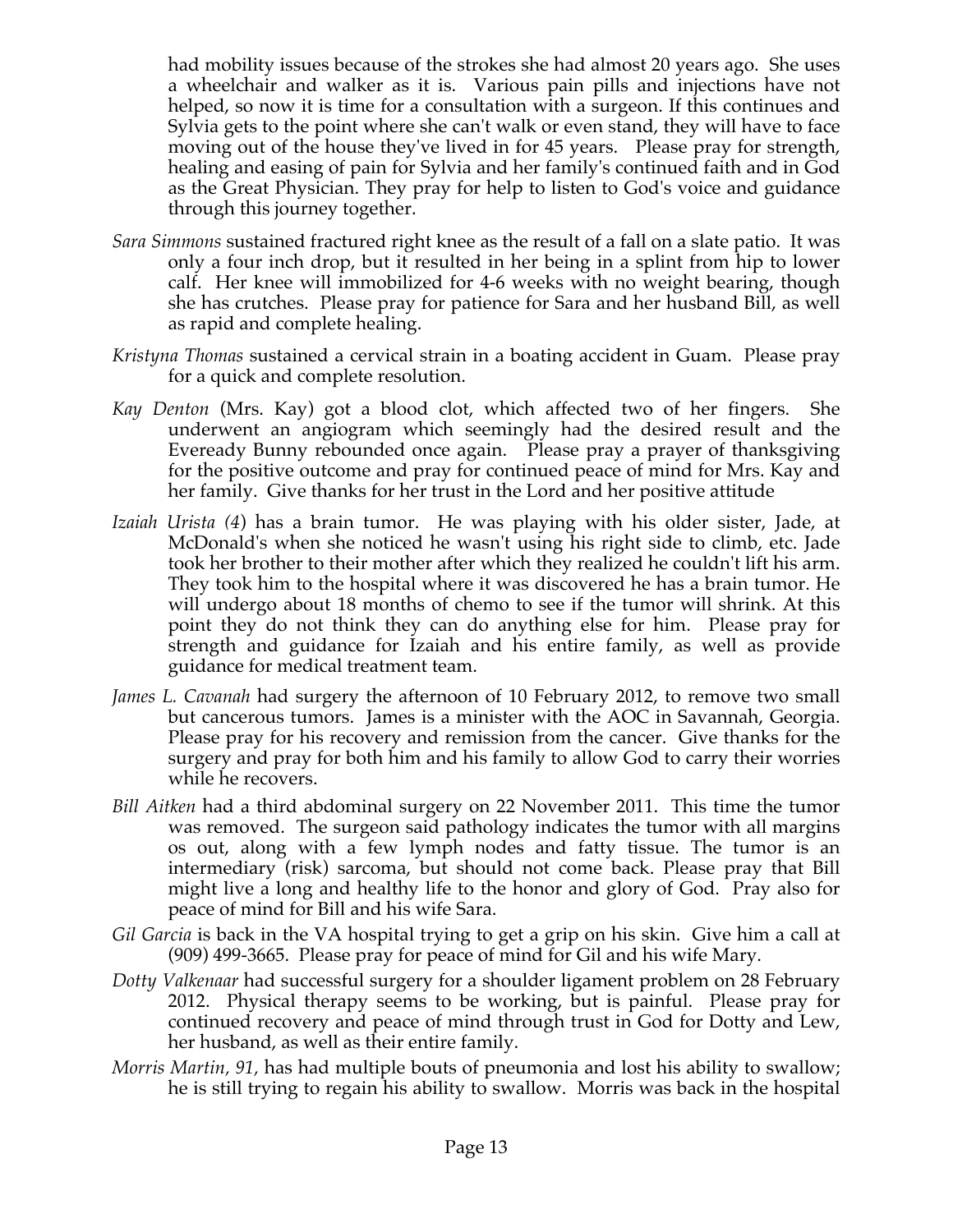had mobility issues because of the strokes she had almost 20 years ago. She uses a wheelchair and walker as it is. Various pain pills and injections have not helped, so now it is time for a consultation with a surgeon. If this continues and Sylvia gets to the point where she can't walk or even stand, they will have to face moving out of the house they've lived in for 45 years. Please pray for strength, healing and easing of pain for Sylvia and her family's continued faith and in God as the Great Physician. They pray for help to listen to God's voice and guidance through this journey together.

- *Sara Simmons* sustained fractured right knee as the result of a fall on a slate patio. It was only a four inch drop, but it resulted in her being in a splint from hip to lower calf. Her knee will immobilized for 4-6 weeks with no weight bearing, though she has crutches. Please pray for patience for Sara and her husband Bill, as well as rapid and complete healing.
- *Kristyna Thomas* sustained a cervical strain in a boating accident in Guam. Please pray for a quick and complete resolution.
- *Kay Denton* (Mrs. Kay) got a blood clot, which affected two of her fingers. She underwent an angiogram which seemingly had the desired result and the Eveready Bunny rebounded once again. Please pray a prayer of thanksgiving for the positive outcome and pray for continued peace of mind for Mrs. Kay and her family. Give thanks for her trust in the Lord and her positive attitude
- *Izaiah Urista (4*) has a brain tumor. He was playing with his older sister, Jade, at McDonald's when she noticed he wasn't using his right side to climb, etc. Jade took her brother to their mother after which they realized he couldn't lift his arm. They took him to the hospital where it was discovered he has a brain tumor. He will undergo about 18 months of chemo to see if the tumor will shrink. At this point they do not think they can do anything else for him. Please pray for strength and guidance for Izaiah and his entire family, as well as provide guidance for medical treatment team.
- *James L. Cavanah* had surgery the afternoon of 10 February 2012, to remove two small but cancerous tumors. James is a minister with the AOC in Savannah, Georgia. Please pray for his recovery and remission from the cancer. Give thanks for the surgery and pray for both him and his family to allow God to carry their worries while he recovers.
- *Bill Aitken* had a third abdominal surgery on 22 November 2011. This time the tumor was removed. The surgeon said pathology indicates the tumor with all margins os out, along with a few lymph nodes and fatty tissue. The tumor is an intermediary (risk) sarcoma, but should not come back. Please pray that Bill might live a long and healthy life to the honor and glory of God. Pray also for peace of mind for Bill and his wife Sara.
- *Gil Garcia* is back in the VA hospital trying to get a grip on his skin. Give him a call at (909) 499-3665. Please pray for peace of mind for Gil and his wife Mary.
- *Dotty Valkenaar* had successful surgery for a shoulder ligament problem on 28 February 2012. Physical therapy seems to be working, but is painful. Please pray for continued recovery and peace of mind through trust in God for Dotty and Lew, her husband, as well as their entire family.
- *Morris Martin, 91*, has had multiple bouts of pneumonia and lost his ability to swallow; he is still trying to regain his ability to swallow. Morris was back in the hospital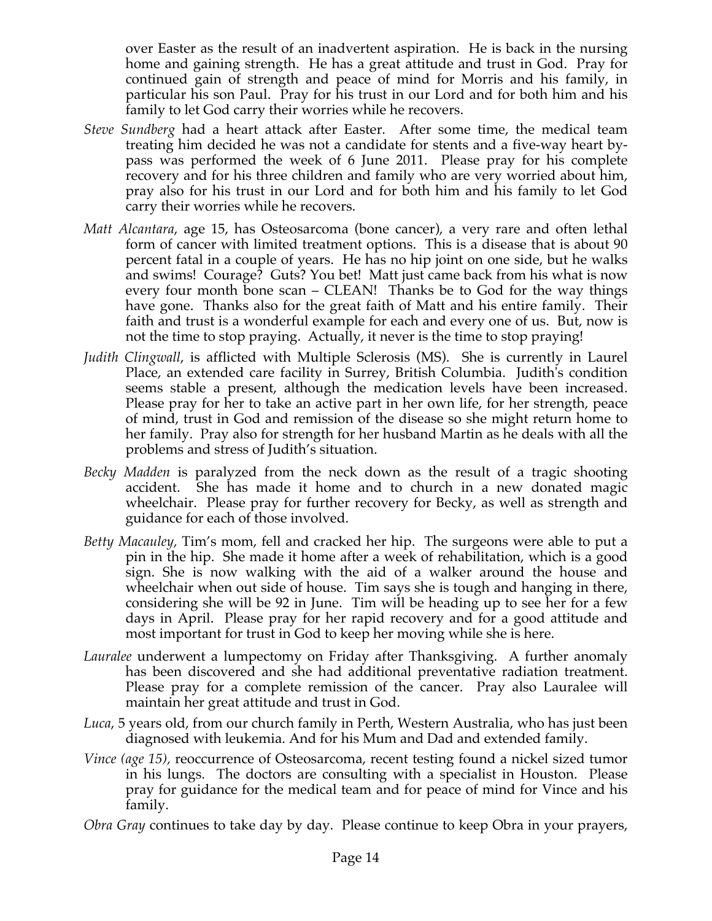over Easter as the result of an inadvertent aspiration. He is back in the nursing home and gaining strength. He has a great attitude and trust in God. Pray for continued gain of strength and peace of mind for Morris and his family, in particular his son Paul. Pray for his trust in our Lord and for both him and his family to let God carry their worries while he recovers.

*Steve Sundberg* had a heart attack after Easter. After some time, the medical team treating him decided he was not a candidate for stents and a five-way heart by-pass was performed the week of 6 June 2011. Please pray for his complete recovery and for his three children and family who are very worried about him, pray also for his trust in our Lord and for both him and his family to let God carry their worries while he recovers.

*Matt Alcantara*, age 15, has Osteosarcoma (bone cancer), a very rare and often lethal form of cancer with limited treatment options. This is a disease that is about 90 percent fatal in a couple of years. He has no hip joint on one side, but he walks and swims! Courage? Guts? You bet! Matt just came back from his what is now every four month bone scan – CLEAN! Thanks be to God for the way things have gone. Thanks also for the great faith of Matt and his entire family. Their faith and trust is a wonderful example for each and every one of us. But, now is not the time to stop praying. Actually, it never is the time to stop praying!

*Judith Clingwall*, is afflicted with Multiple Sclerosis (MS). She is currently in Laurel Place, an extended care facility in Surrey, British Columbia. Judith's condition seems stable a present, although the medication levels have been increased. Please pray for her to take an active part in her own life, for her strength, peace of mind, trust in God and remission of the disease so she might return home to her family. Pray also for strength for her husband Martin as he deals with all the problems and stress of Judith's situation.

*Becky Madden* is paralyzed from the neck down as the result of a tragic shooting accident. She has made it home and to church in a new donated magic wheelchair. Please pray for further recovery for Becky, as well as strength and guidance for each of those involved.

*Betty Macauley*, Tim's mom, fell and cracked her hip. The surgeons were able to put a pin in the hip. She made it home after a week of rehabilitation, which is a good sign. She is now walking with the aid of a walker around the house and wheelchair when out side of house. Tim says she is tough and hanging in there, considering she will be 92 in June. Tim will be heading up to see her for a few days in April. Please pray for her rapid recovery and for a good attitude and most important for trust in God to keep her moving while she is here.

*Lauralee* underwent a lumpectomy on Friday after Thanksgiving. A further anomaly has been discovered and she had additional preventative radiation treatment. Please pray for a complete remission of the cancer. Pray also Lauralee will maintain her great attitude and trust in God.

*Luca*, 5 years old, from our church family in Perth, Western Australia, who has just been diagnosed with leukemia. And for his Mum and Dad and extended family.

*Vince (age 15),* reoccurrence of Osteosarcoma, recent testing found a nickel sized tumor in his lungs. The doctors are consulting with a specialist in Houston. Please pray for guidance for the medical team and for peace of mind for Vince and his family.

*Obra Gray* continues to take day by day. Please continue to keep Obra in your prayers,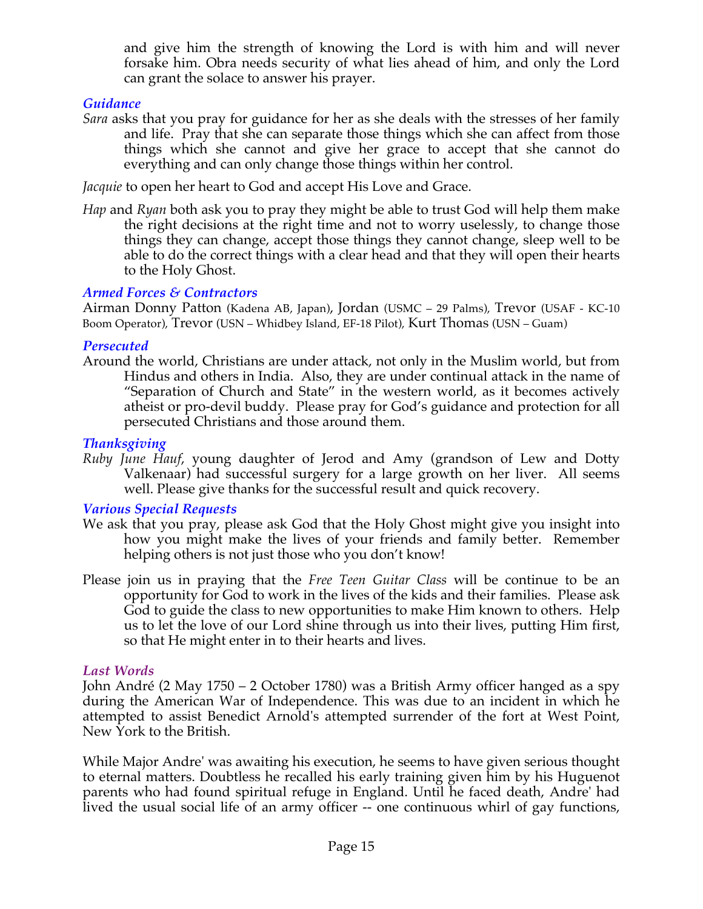and give him the strength of knowing the Lord is with him and will never forsake him. Obra needs security of what lies ahead of him, and only the Lord can grant the solace to answer his prayer.

### *Guidance*

*Sara* asks that you pray for guidance for her as she deals with the stresses of her family and life. Pray that she can separate those things which she can affect from those things which she cannot and give her grace to accept that she cannot do everything and can only change those things within her control.

*Jacquie* to open her heart to God and accept His Love and Grace.

*Hap* and *Ryan* both ask you to pray they might be able to trust God will help them make the right decisions at the right time and not to worry uselessly, to change those things they can change, accept those things they cannot change, sleep well to be able to do the correct things with a clear head and that they will open their hearts to the Holy Ghost.

### *Armed Forces & Contractors*

Airman Donny Patton (Kadena AB, Japan), Jordan (USMC – 29 Palms), Trevor (USAF - KC-10 Boom Operator), Trevor (USN – Whidbey Island, EF-18 Pilot), Kurt Thomas (USN – Guam)

### *Persecuted*

Around the world, Christians are under attack, not only in the Muslim world, but from Hindus and others in India. Also, they are under continual attack in the name of "Separation of Church and State" in the western world, as it becomes actively atheist or pro-devil buddy. Please pray for God's guidance and protection for all persecuted Christians and those around them.

### *Thanksgiving*

*Ruby June Hauf*, young daughter of Jerod and Amy (grandson of Lew and Dotty Valkenaar) had successful surgery for a large growth on her liver. All seems well. Please give thanks for the successful result and quick recovery.

### *Various Special Requests*

We ask that you pray, please ask God that the Holy Ghost might give you insight into how you might make the lives of your friends and family better. Remember helping others is not just those who you don't know!

Please join us in praying that the *Free Teen Guitar Class* will be continue to be an opportunity for God to work in the lives of the kids and their families. Please ask God to guide the class to new opportunities to make Him known to others. Help us to let the love of our Lord shine through us into their lives, putting Him first, so that He might enter in to their hearts and lives.

### *Last Words*

John André (2 May 1750 – 2 October 1780) was a British Army officer hanged as a spy during the American War of Independence. This was due to an incident in which he attempted to assist Benedict Arnold's attempted surrender of the fort at West Point, New York to the British.

While Major Andre' was awaiting his execution, he seems to have given serious thought to eternal matters. Doubtless he recalled his early training given him by his Huguenot parents who had found spiritual refuge in England. Until he faced death, Andre' had lived the usual social life of an army officer -- one continuous whirl of gay functions,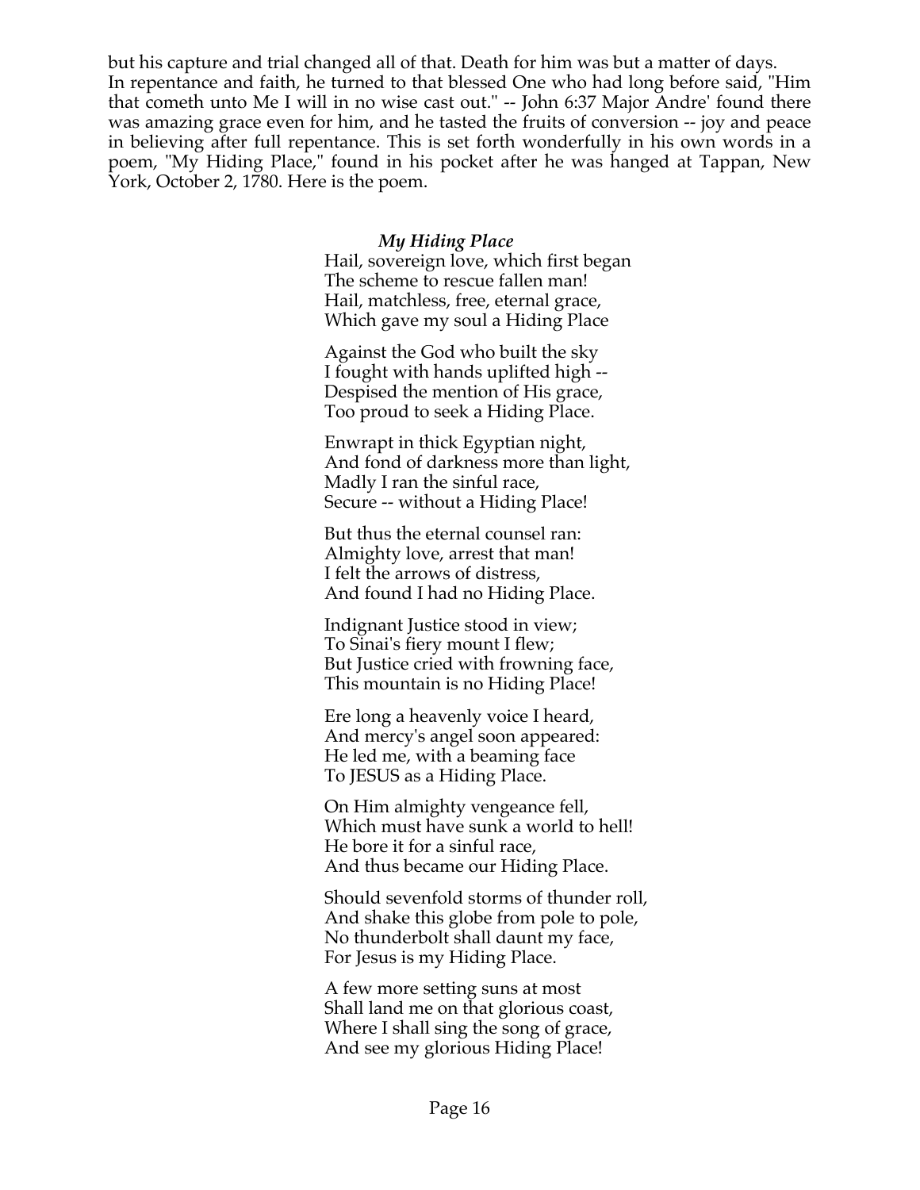but his capture and trial changed all of that. Death for him was but a matter of days. In repentance and faith, he turned to that blessed One who had long before said, "Him that cometh unto Me I will in no wise cast out." -- John 6:37 Major Andre' found there was amazing grace even for him, and he tasted the fruits of conversion -- joy and peace in believing after full repentance. This is set forth wonderfully in his own words in a poem, "My Hiding Place," found in his pocket after he was hanged at Tappan, New York, October 2, 1780. Here is the poem.

***My Hiding Place***

Hail, sovereign love, which first began  
The scheme to rescue fallen man!  
Hail, matchless, free, eternal grace,  
Which gave my soul a Hiding Place

Against the God who built the sky  
I fought with hands uplifted high --  
Despised the mention of His grace,  
Too proud to seek a Hiding Place.

Enwrapt in thick Egyptian night,  
And fond of darkness more than light,  
Madly I ran the sinful race,  
Secure -- without a Hiding Place!

But thus the eternal counsel ran:  
Almighty love, arrest that man!  
I felt the arrows of distress,  
And found I had no Hiding Place.

Indignant Justice stood in view;  
To Sinai's fiery mount I flew;  
But Justice cried with frowning face,  
This mountain is no Hiding Place!

Ere long a heavenly voice I heard,  
And mercy's angel soon appeared:  
He led me, with a beaming face  
To JESUS as a Hiding Place.

On Him almighty vengeance fell,  
Which must have sunk a world to hell!  
He bore it for a sinful race,  
And thus became our Hiding Place.

Should sevenfold storms of thunder roll,  
And shake this globe from pole to pole,  
No thunderbolt shall daunt my face,  
For Jesus is my Hiding Place.

A few more setting suns at most  
Shall land me on that glorious coast,  
Where I shall sing the song of grace,  
And see my glorious Hiding Place!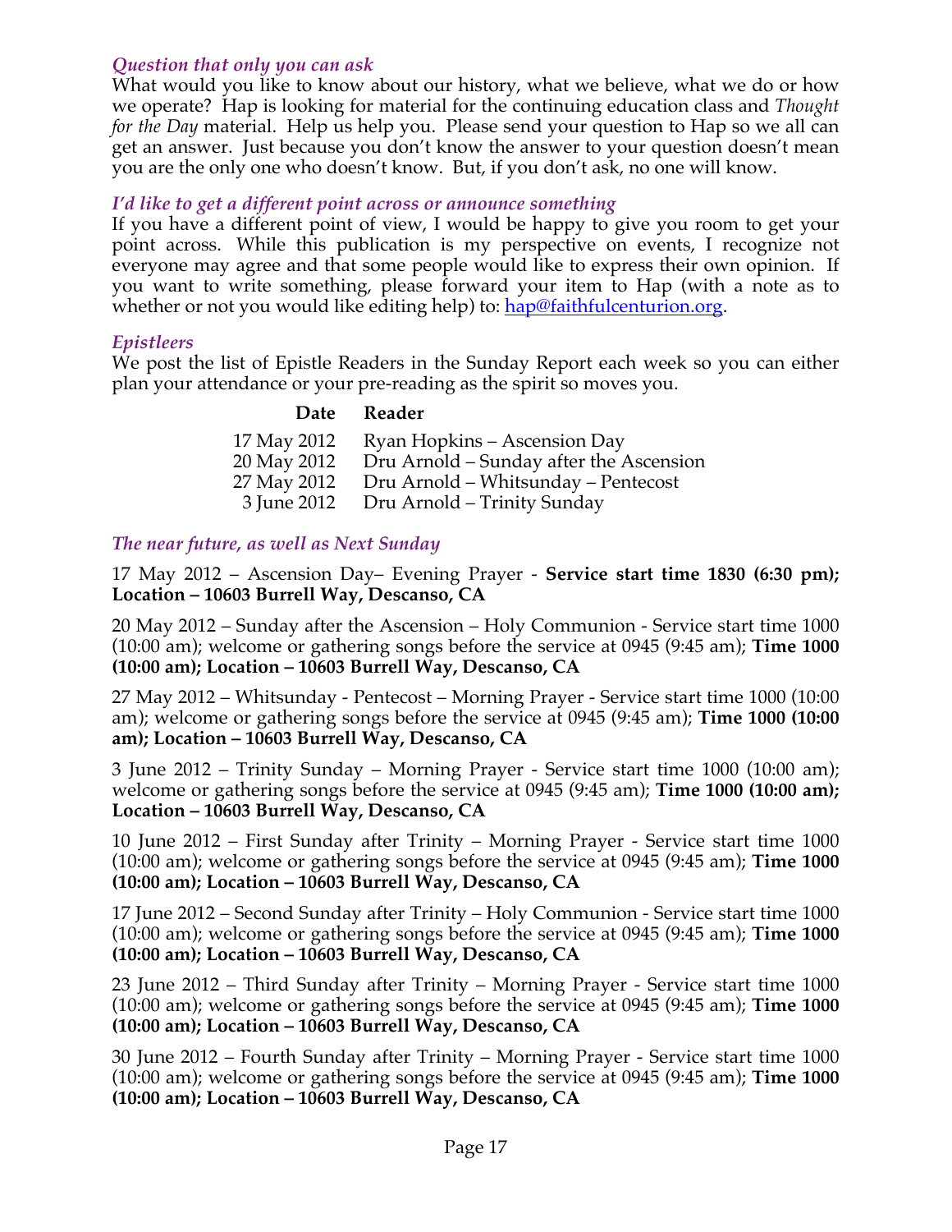### *Question that only you can ask*

What would you like to know about our history, what we believe, what we do or how we operate? Hap is looking for material for the continuing education class and *Thought for the Day* material. Help us help you. Please send your question to Hap so we all can get an answer. Just because you don't know the answer to your question doesn't mean you are the only one who doesn't know. But, if you don't ask, no one will know.

### *I'd like to get a different point across or announce something*

If you have a different point of view, I would be happy to give you room to get your point across. While this publication is my perspective on events, I recognize not everyone may agree and that some people would like to express their own opinion. If you want to write something, please forward your item to Hap (with a note as to whether or not you would like editing help) to: hap@faithfulcenturion.org.

### *Epistleers*

We post the list of Epistle Readers in the Sunday Report each week so you can either plan your attendance or your pre-reading as the spirit so moves you.

| Date | Reader |
|---|---|
| 17 May 2012 | Ryan Hopkins – Ascension Day |
| 20 May 2012 | Dru Arnold – Sunday after the Ascension |
| 27 May 2012 | Dru Arnold – Whitsunday – Pentecost |
| 3 June 2012 | Dru Arnold – Trinity Sunday |

### *The near future, as well as Next Sunday*

17 May 2012 – Ascension Day– Evening Prayer - **Service start time 1830 (6:30 pm); Location – 10603 Burrell Way, Descanso, CA**

20 May 2012 – Sunday after the Ascension – Holy Communion - Service start time 1000 (10:00 am); welcome or gathering songs before the service at 0945 (9:45 am); **Time 1000 (10:00 am); Location – 10603 Burrell Way, Descanso, CA**

27 May 2012 – Whitsunday - Pentecost – Morning Prayer - Service start time 1000 (10:00 am); welcome or gathering songs before the service at 0945 (9:45 am); **Time 1000 (10:00 am); Location – 10603 Burrell Way, Descanso, CA**

3 June 2012 – Trinity Sunday – Morning Prayer - Service start time 1000 (10:00 am); welcome or gathering songs before the service at 0945 (9:45 am); **Time 1000 (10:00 am); Location – 10603 Burrell Way, Descanso, CA**

10 June 2012 – First Sunday after Trinity – Morning Prayer - Service start time 1000 (10:00 am); welcome or gathering songs before the service at 0945 (9:45 am); **Time 1000 (10:00 am); Location – 10603 Burrell Way, Descanso, CA**

17 June 2012 – Second Sunday after Trinity – Holy Communion - Service start time 1000 (10:00 am); welcome or gathering songs before the service at 0945 (9:45 am); **Time 1000 (10:00 am); Location – 10603 Burrell Way, Descanso, CA**

23 June 2012 – Third Sunday after Trinity – Morning Prayer - Service start time 1000 (10:00 am); welcome or gathering songs before the service at 0945 (9:45 am); **Time 1000 (10:00 am); Location – 10603 Burrell Way, Descanso, CA**

30 June 2012 – Fourth Sunday after Trinity – Morning Prayer - Service start time 1000 (10:00 am); welcome or gathering songs before the service at 0945 (9:45 am); **Time 1000 (10:00 am); Location – 10603 Burrell Way, Descanso, CA**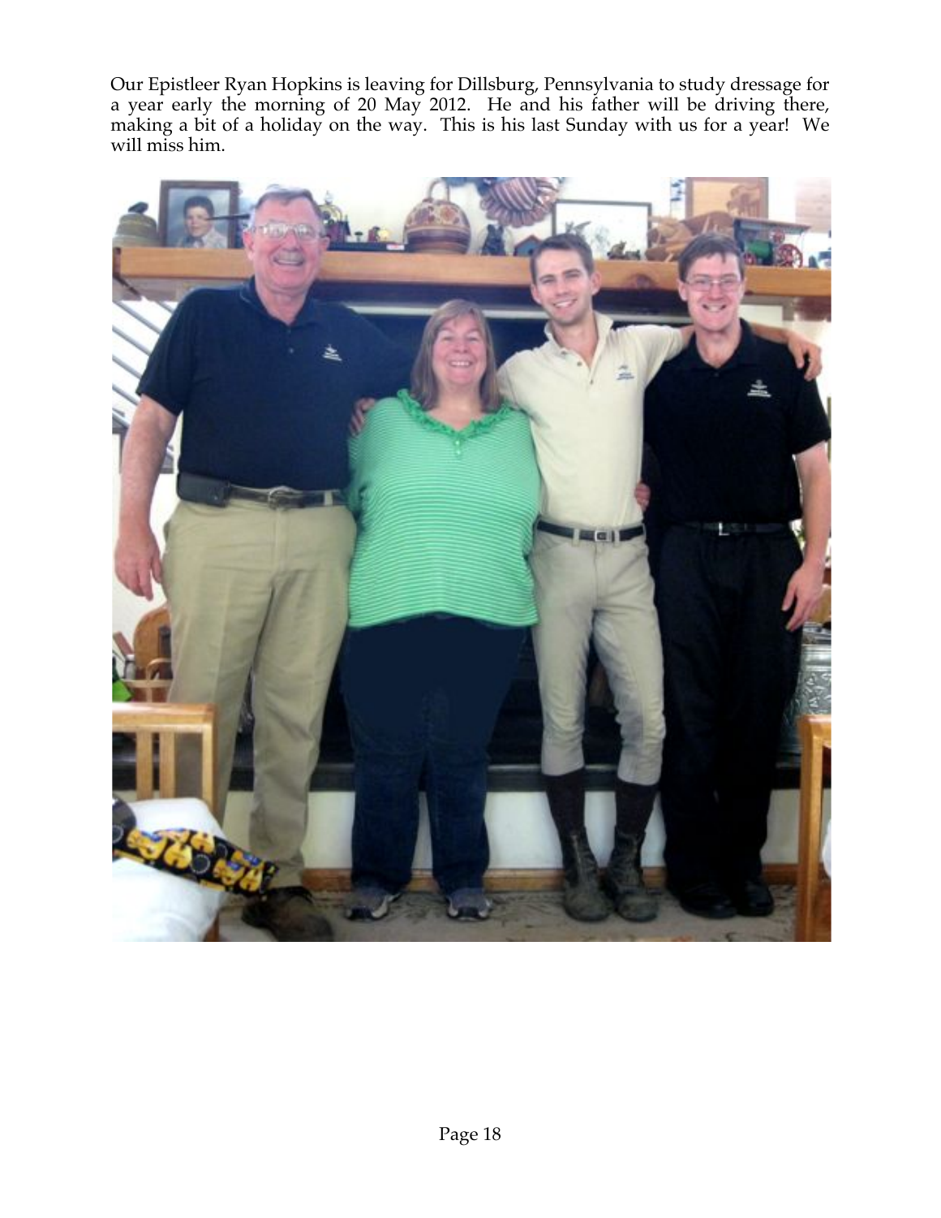Our Epistleer Ryan Hopkins is leaving for Dillsburg, Pennsylvania to study dressage for a year early the morning of 20 May 2012. He and his father will be driving there, making a bit of a holiday on the way. This is his last Sunday with us for a year! We will miss him.